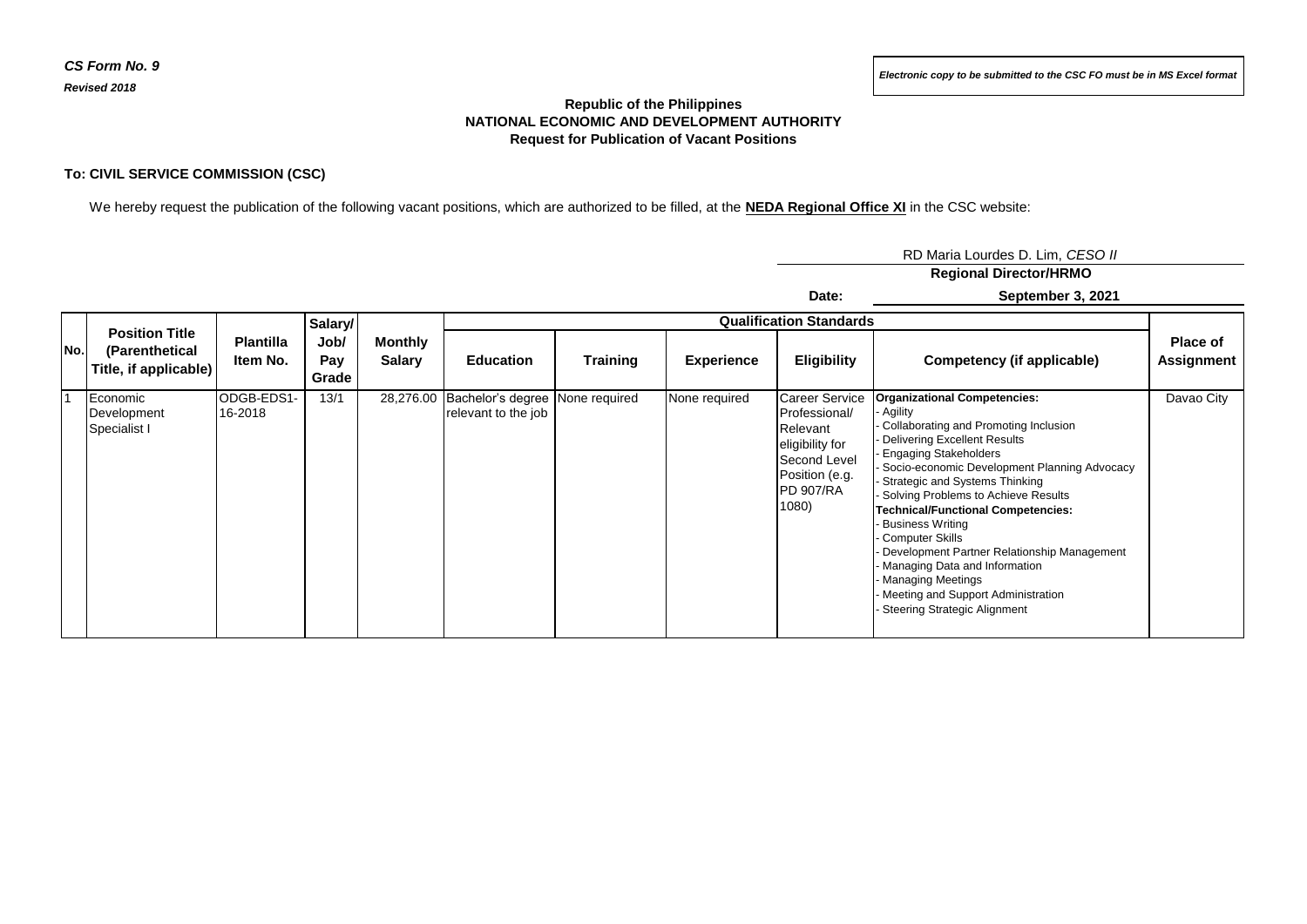***CS Form No. 9***
***Revised 2018***

***Electronic copy to be submitted to the CSC FO must be in MS Excel format***

**Republic of the Philippines**
**NATIONAL ECONOMIC AND DEVELOPMENT AUTHORITY**
**Request for Publication of Vacant Positions**

**To: CIVIL SERVICE COMMISSION (CSC)**

We hereby request the publication of the following vacant positions, which are authorized to be filled, at the **NEDA Regional Office XI** in the CSC website:

RD Maria Lourdes D. Lim, *CESO II*
**Regional Director/HRMO**

**Date:** **September 3, 2021**

| No. | Position Title (Parenthetical Title, if applicable) | Plantilla Item No. | Salary/ Job/ Pay Grade | Monthly Salary | Qualification Standards | | | | | Place of Assignment |
|---|---|---|---|---|---|---|---|---|---|---|
| | | | | | Education | Training | Experience | Eligibility | Competency (if applicable) | |
| 1 | Economic Development Specialist I | ODGB-EDS1-16-2018 | 13/1 | 28,276.00 | Bachelor's degree relevant to the job | None required | None required | Career Service Professional/ Relevant eligibility for Second Level Position (e.g. PD 907/RA 1080) | **Organizational Competencies:**<br>- Agility<br>- Collaborating and Promoting Inclusion<br>- Delivering Excellent Results<br>- Engaging Stakeholders<br>- Socio-economic Development Planning Advocacy<br>- Strategic and Systems Thinking<br>- Solving Problems to Achieve Results<br>**Technical/Functional Competencies:**<br>- Business Writing<br>- Computer Skills<br>- Development Partner Relationship Management<br>- Managing Data and Information<br>- Managing Meetings<br>- Meeting and Support Administration<br>- Steering Strategic Alignment | Davao City |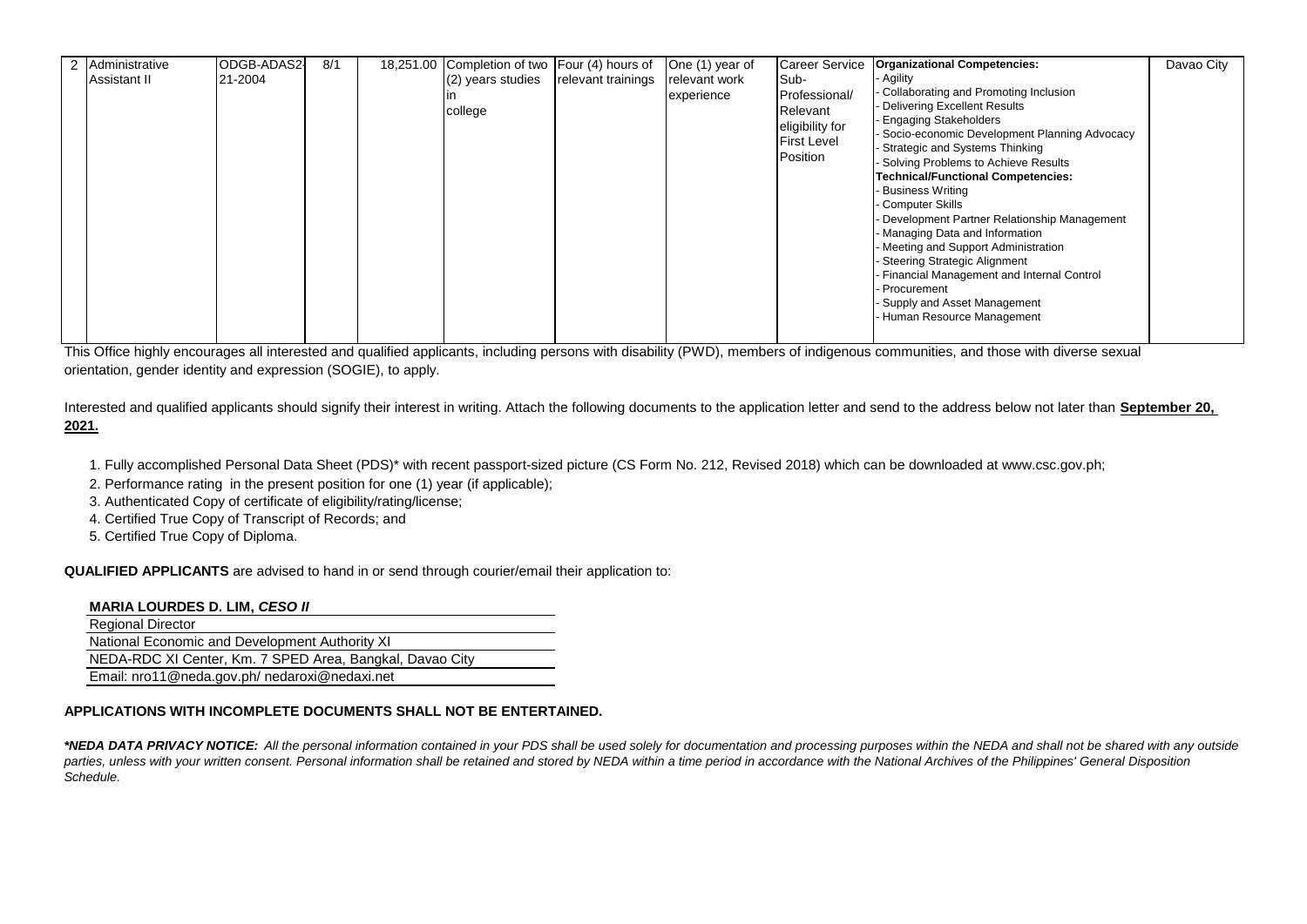| | | | | | | | | | | |
|---|---|---|---|---|---|---|---|---|---|---|
| 2 | Administrative Assistant II | ODGB-ADAS2-21-2004 | 8/1 | 18,251.00 | Completion of two (2) years studies in college | Four (4) hours of relevant trainings | One (1) year of relevant work experience | Career Service Sub-Professional/ Relevant eligibility for First Level Position | **Organizational Competencies:**<br>- Agility<br>- Collaborating and Promoting Inclusion<br>- Delivering Excellent Results<br>- Engaging Stakeholders<br>- Socio-economic Development Planning Advocacy<br>- Strategic and Systems Thinking<br>- Solving Problems to Achieve Results<br>**Technical/Functional Competencies:**<br>- Business Writing<br>- Computer Skills<br>- Development Partner Relationship Management<br>- Managing Data and Information<br>- Meeting and Support Administration<br>- Steering Strategic Alignment<br>- Financial Management and Internal Control<br>- Procurement<br>- Supply and Asset Management<br>- Human Resource Management | Davao City |

This Office highly encourages all interested and qualified applicants, including persons with disability (PWD), members of indigenous communities, and those with diverse sexual orientation, gender identity and expression (SOGIE), to apply.

Interested and qualified applicants should signify their interest in writing. Attach the following documents to the application letter and send to the address below not later than **September 20, 2021.**

1. Fully accomplished Personal Data Sheet (PDS)* with recent passport-sized picture (CS Form No. 212, Revised 2018) which can be downloaded at www.csc.gov.ph;
2. Performance rating in the present position for one (1) year (if applicable);
3. Authenticated Copy of certificate of eligibility/rating/license;
4. Certified True Copy of Transcript of Records; and
5. Certified True Copy of Diploma.

**QUALIFIED APPLICANTS** are advised to hand in or send through courier/email their application to:

**MARIA LOURDES D. LIM, *CESO II***
Regional Director
National Economic and Development Authority XI
NEDA-RDC XI Center, Km. 7 SPED Area, Bangkal, Davao City
Email: nro11@neda.gov.ph/ nedaroxi@nedaxi.net

**APPLICATIONS WITH INCOMPLETE DOCUMENTS SHALL NOT BE ENTERTAINED.**

***NEDA DATA PRIVACY NOTICE:** All the personal information contained in your PDS shall be used solely for documentation and processing purposes within the NEDA and shall not be shared with any outside parties, unless with your written consent. Personal information shall be retained and stored by NEDA within a time period in accordance with the National Archives of the Philippines' General Disposition Schedule.*